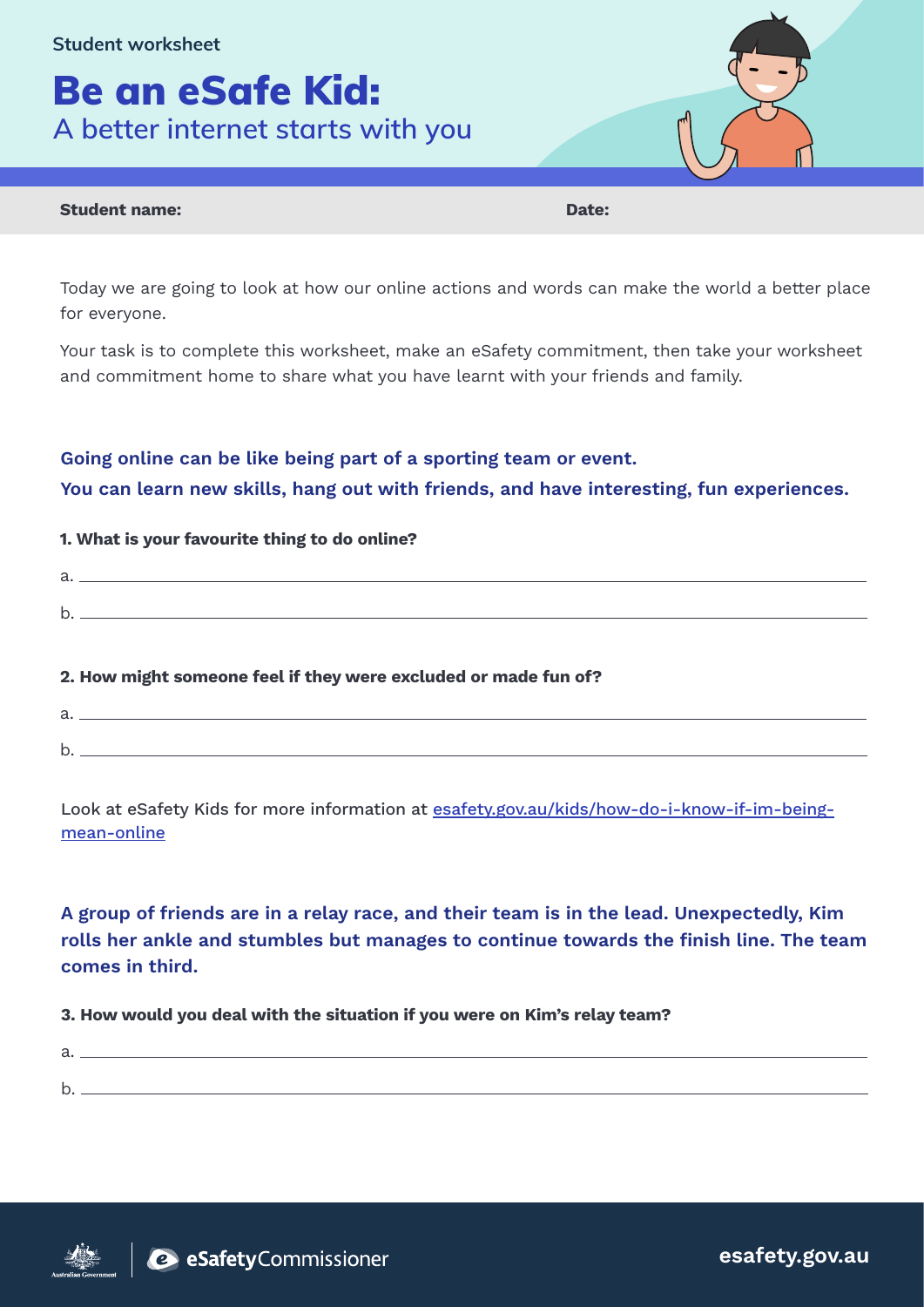Student worksheet

# Be an eSafe Kid:

## A better internet starts with you

**Student name:** **Date:**

Today we are going to look at how our online actions and words can make the world a better place for everyone.

Your task is to complete this worksheet, make an eSafety commitment, then take your worksheet and commitment home to share what you have learnt with your friends and family.

**Going online can be like being part of a sporting team or event. You can learn new skills, hang out with friends, and have interesting, fun experiences.**

**1. What is your favourite thing to do online?**

a. ______________________________

b. ______________________________

**2. How might someone feel if they were excluded or made fun of?**

a. ______________________________

b. ______________________________

Look at eSafety Kids for more information at [esafety.gov.au/kids/how-do-i-know-if-im-being-mean-online](esafety.gov.au/kids/how-do-i-know-if-im-being-mean-online)

**A group of friends are in a relay race, and their team is in the lead. Unexpectedly, Kim rolls her ankle and stumbles but manages to continue towards the finish line. The team comes in third.**

**3. How would you deal with the situation if you were on Kim's relay team?**

a. ______________________________

b. ______________________________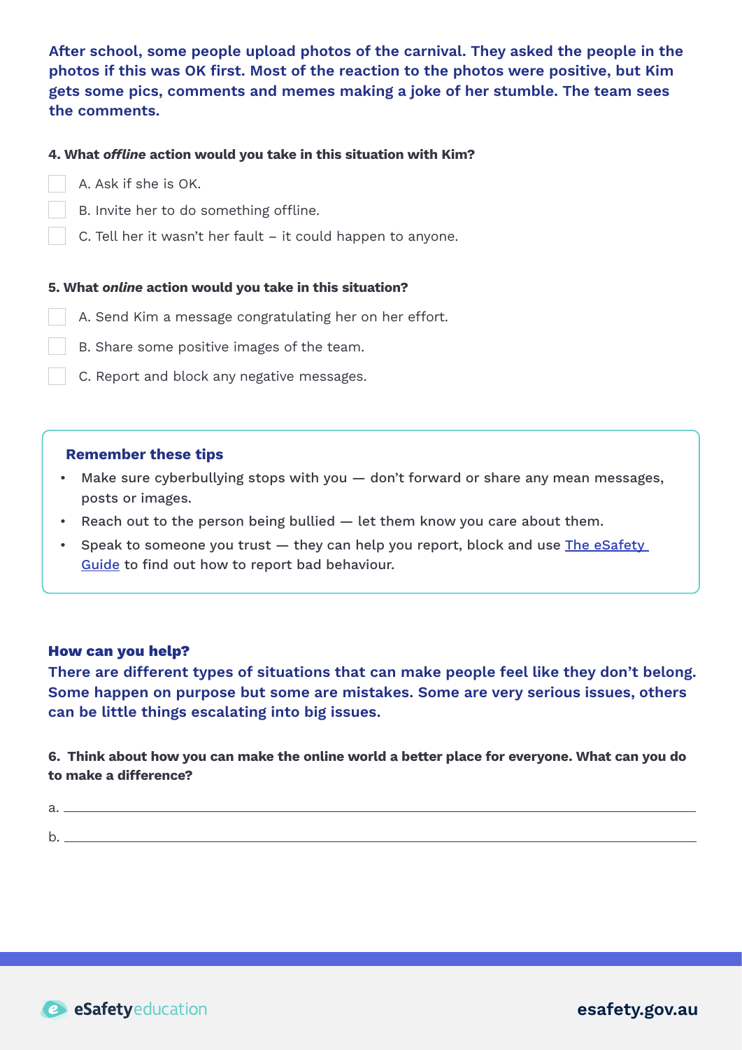**After school, some people upload photos of the carnival. They asked the people in the photos if this was OK first. Most of the reaction to the photos were positive, but Kim gets some pics, comments and memes making a joke of her stumble. The team sees the comments.**

**4. What *offline* action would you take in this situation with Kim?**

- [ ] A. Ask if she is OK.
- [ ] B. Invite her to do something offline.
- [ ] C. Tell her it wasn't her fault – it could happen to anyone.

**5. What *online* action would you take in this situation?**

- [ ] A. Send Kim a message congratulating her on her effort.
- [ ] B. Share some positive images of the team.
- [ ] C. Report and block any negative messages.

**Remember these tips**

- Make sure cyberbullying stops with you — don't forward or share any mean messages, posts or images.
- Reach out to the person being bullied — let them know you care about them.
- Speak to someone you trust — they can help you report, block and use The eSafety Guide to find out how to report bad behaviour.

**How can you help?**

**There are different types of situations that can make people feel like they don't belong. Some happen on purpose but some are mistakes. Some are very serious issues, others can be little things escalating into big issues.**

**6. Think about how you can make the online world a better place for everyone. What can you do to make a difference?**

a. \_\_\_\_\_\_\_\_\_\_\_\_\_\_\_\_\_\_\_\_\_\_\_\_\_\_\_\_\_\_\_\_\_\_\_\_\_\_\_\_

b. \_\_\_\_\_\_\_\_\_\_\_\_\_\_\_\_\_\_\_\_\_\_\_\_\_\_\_\_\_\_\_\_\_\_\_\_\_\_\_\_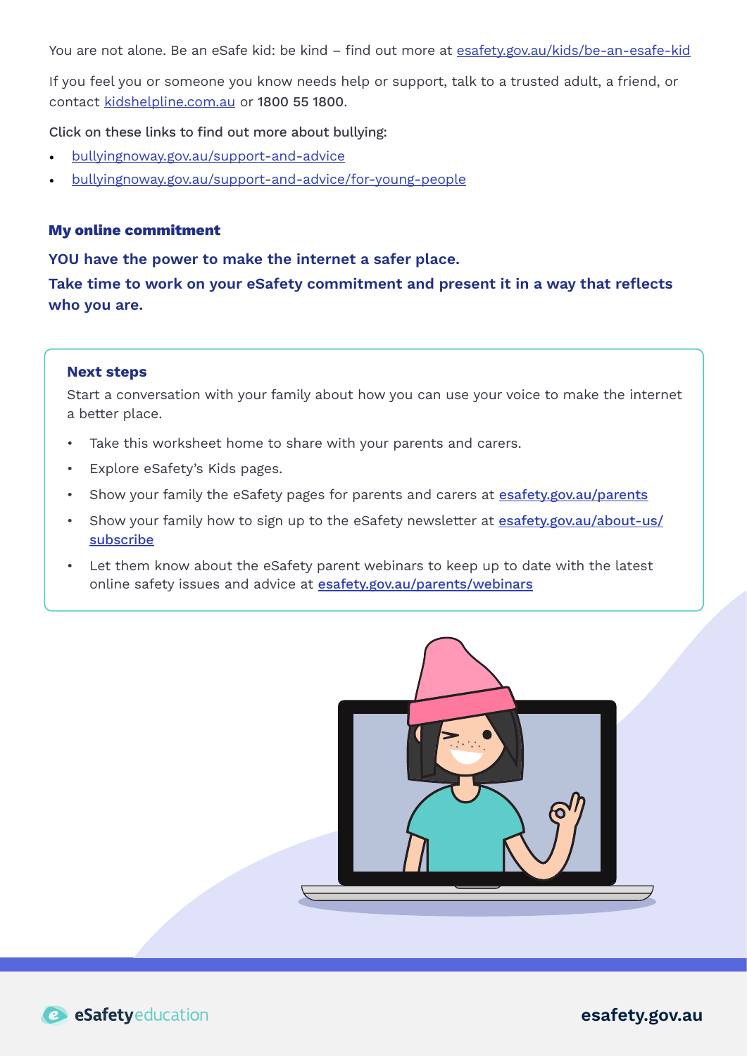You are not alone. Be an eSafe kid: be kind – find out more at esafety.gov.au/kids/be-an-esafe-kid

If you feel you or someone you know needs help or support, talk to a trusted adult, a friend, or contact kidshelpline.com.au or 1800 55 1800.

Click on these links to find out more about bullying:

- bullyingnoway.gov.au/support-and-advice
- bullyingnoway.gov.au/support-and-advice/for-young-people

## My online commitment

**YOU have the power to make the internet a safer place.**

**Take time to work on your eSafety commitment and present it in a way that reflects who you are.**

### Next steps

Start a conversation with your family about how you can use your voice to make the internet a better place.

- Take this worksheet home to share with your parents and carers.
- Explore eSafety's Kids pages.
- Show your family the eSafety pages for parents and carers at esafety.gov.au/parents
- Show your family how to sign up to the eSafety newsletter at esafety.gov.au/about-us/subscribe
- Let them know about the eSafety parent webinars to keep up to date with the latest online safety issues and advice at esafety.gov.au/parents/webinars